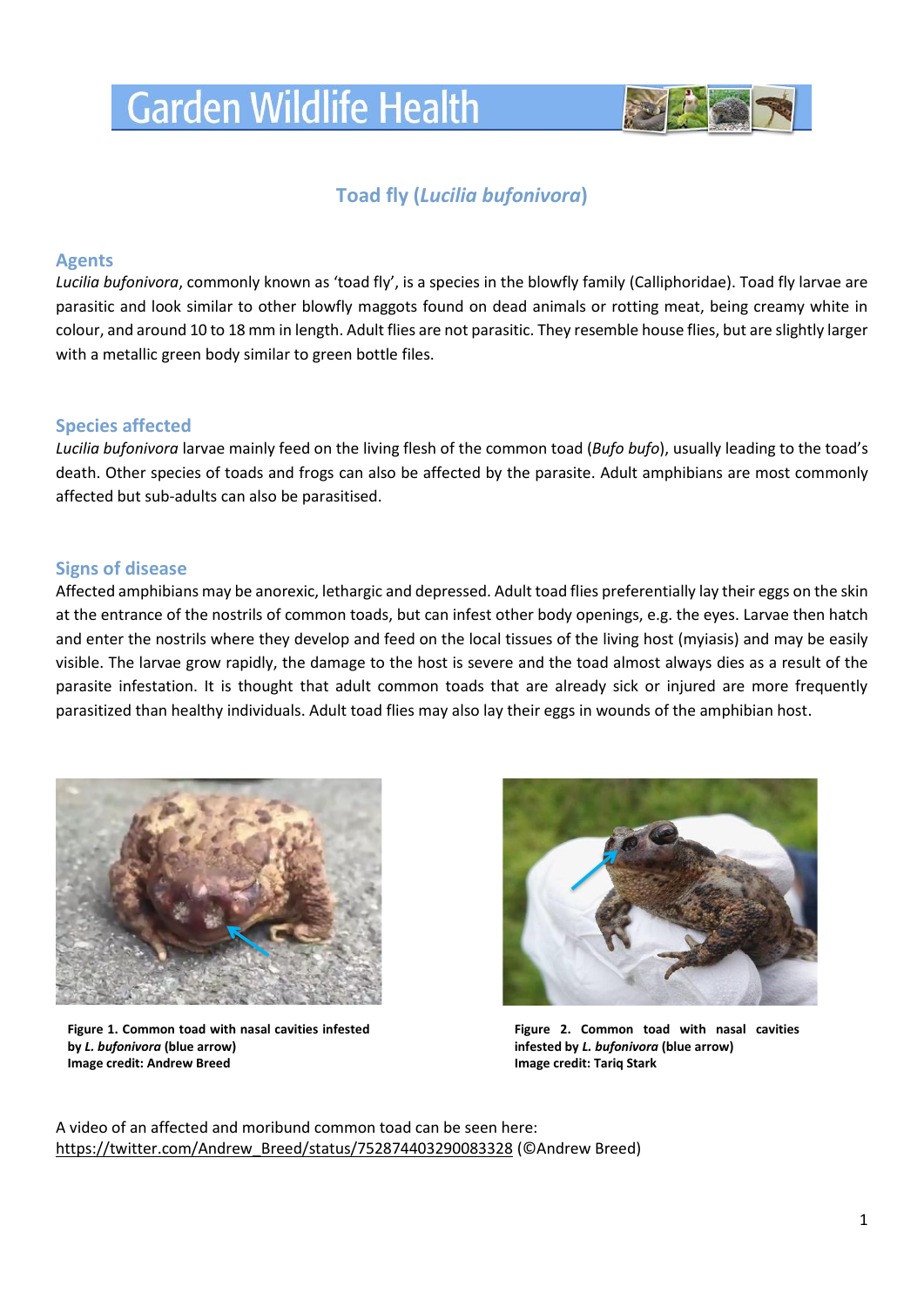# Garden Wildlife Health

## Toad fly (*Lucilia bufonivora*)

### Agents

*Lucilia bufonivora*, commonly known as 'toad fly', is a species in the blowfly family (Calliphoridae). Toad fly larvae are parasitic and look similar to other blowfly maggots found on dead animals or rotting meat, being creamy white in colour, and around 10 to 18 mm in length. Adult flies are not parasitic. They resemble house flies, but are slightly larger with a metallic green body similar to green bottle files.

### Species affected

*Lucilia bufonivora* larvae mainly feed on the living flesh of the common toad (*Bufo bufo*), usually leading to the toad's death. Other species of toads and frogs can also be affected by the parasite. Adult amphibians are most commonly affected but sub-adults can also be parasitised.

### Signs of disease

Affected amphibians may be anorexic, lethargic and depressed. Adult toad flies preferentially lay their eggs on the skin at the entrance of the nostrils of common toads, but can infest other body openings, e.g. the eyes. Larvae then hatch and enter the nostrils where they develop and feed on the local tissues of the living host (myiasis) and may be easily visible. The larvae grow rapidly, the damage to the host is severe and the toad almost always dies as a result of the parasite infestation. It is thought that adult common toads that are already sick or injured are more frequently parasitized than healthy individuals. Adult toad flies may also lay their eggs in wounds of the amphibian host.

**Figure 1. Common toad with nasal cavities infested by *L. bufonivora* (blue arrow)**
**Image credit: Andrew Breed**

**Figure 2. Common toad with nasal cavities infested by *L. bufonivora* (blue arrow)**
**Image credit: Tariq Stark**

A video of an affected and moribund common toad can be seen here:
https://twitter.com/Andrew_Breed/status/752874403290083328 (©Andrew Breed)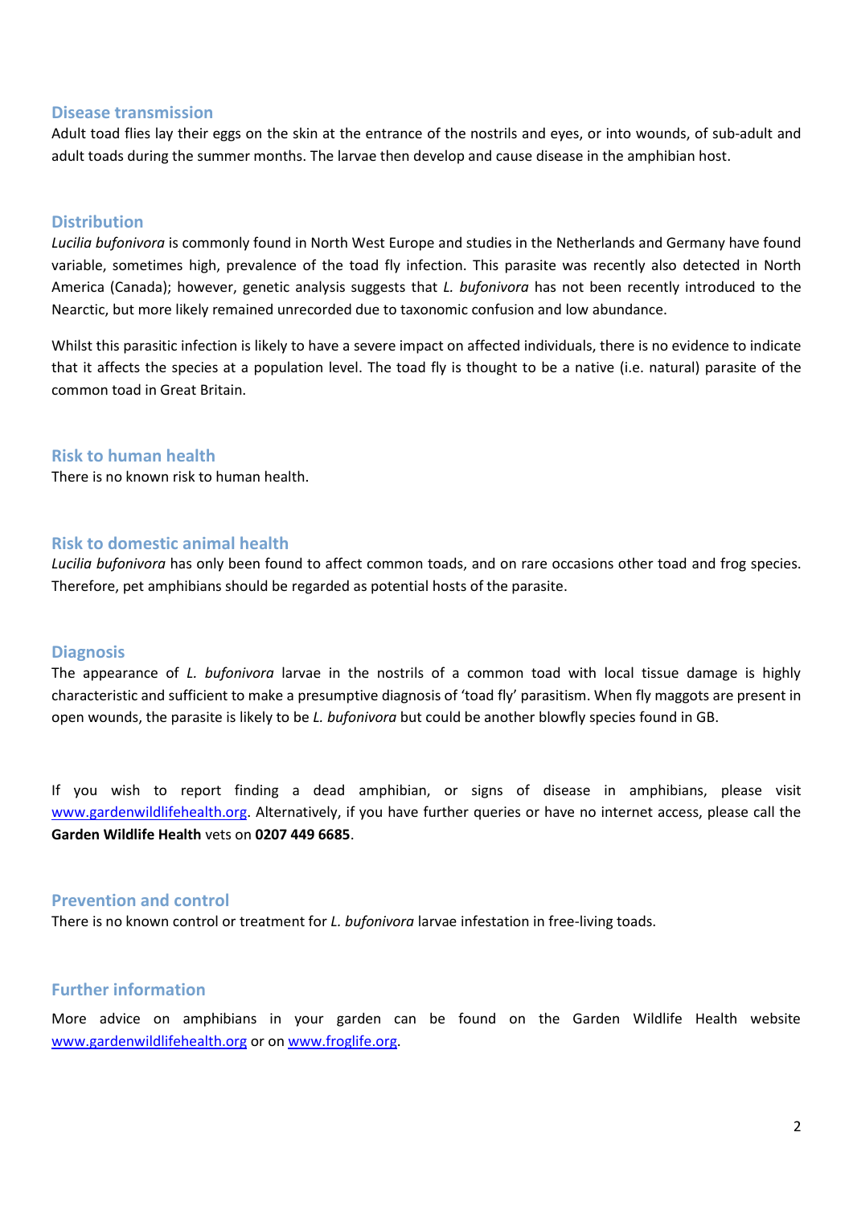## Disease transmission

Adult toad flies lay their eggs on the skin at the entrance of the nostrils and eyes, or into wounds, of sub-adult and adult toads during the summer months. The larvae then develop and cause disease in the amphibian host.

## Distribution

*Lucilia bufonivora* is commonly found in North West Europe and studies in the Netherlands and Germany have found variable, sometimes high, prevalence of the toad fly infection. This parasite was recently also detected in North America (Canada); however, genetic analysis suggests that *L. bufonivora* has not been recently introduced to the Nearctic, but more likely remained unrecorded due to taxonomic confusion and low abundance.

Whilst this parasitic infection is likely to have a severe impact on affected individuals, there is no evidence to indicate that it affects the species at a population level. The toad fly is thought to be a native (i.e. natural) parasite of the common toad in Great Britain.

## Risk to human health

There is no known risk to human health.

## Risk to domestic animal health

*Lucilia bufonivora* has only been found to affect common toads, and on rare occasions other toad and frog species. Therefore, pet amphibians should be regarded as potential hosts of the parasite.

## Diagnosis

The appearance of *L. bufonivora* larvae in the nostrils of a common toad with local tissue damage is highly characteristic and sufficient to make a presumptive diagnosis of 'toad fly' parasitism. When fly maggots are present in open wounds, the parasite is likely to be *L. bufonivora* but could be another blowfly species found in GB.

If you wish to report finding a dead amphibian, or signs of disease in amphibians, please visit [www.gardenwildlifehealth.org](http://www.gardenwildlifehealth.org). Alternatively, if you have further queries or have no internet access, please call the **Garden Wildlife Health** vets on **0207 449 6685**.

## Prevention and control

There is no known control or treatment for *L. bufonivora* larvae infestation in free-living toads.

## Further information

More advice on amphibians in your garden can be found on the Garden Wildlife Health website [www.gardenwildlifehealth.org](http://www.gardenwildlifehealth.org) or on [www.froglife.org](http://www.froglife.org).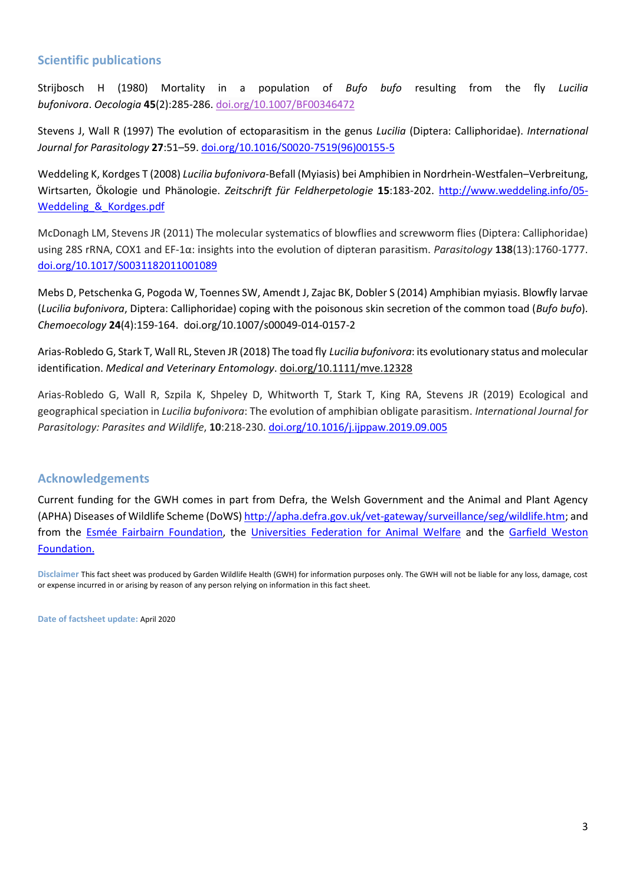## Scientific publications

Strijbosch H (1980) Mortality in a population of *Bufo bufo* resulting from the fly *Lucilia bufonivora*. *Oecologia* **45**(2):285-286. doi.org/10.1007/BF00346472

Stevens J, Wall R (1997) The evolution of ectoparasitism in the genus *Lucilia* (Diptera: Calliphoridae). *International Journal for Parasitology* **27**:51–59. doi.org/10.1016/S0020-7519(96)00155-5

Weddeling K, Kordges T (2008) *Lucilia bufonivora*-Befall (Myiasis) bei Amphibien in Nordrhein-Westfalen–Verbreitung, Wirtsarten, Ökologie und Phänologie. *Zeitschrift für Feldherpetologie* **15**:183-202. http://www.weddeling.info/05-Weddeling_&_Kordges.pdf

McDonagh LM, Stevens JR (2011) The molecular systematics of blowflies and screwworm flies (Diptera: Calliphoridae) using 28S rRNA, COX1 and EF-1α: insights into the evolution of dipteran parasitism. *Parasitology* **138**(13):1760-1777. doi.org/10.1017/S0031182011001089

Mebs D, Petschenka G, Pogoda W, Toennes SW, Amendt J, Zajac BK, Dobler S (2014) Amphibian myiasis. Blowfly larvae (*Lucilia bufonivora*, Diptera: Calliphoridae) coping with the poisonous skin secretion of the common toad (*Bufo bufo*). *Chemoecology* **24**(4):159-164. doi.org/10.1007/s00049-014-0157-2

Arias-Robledo G, Stark T, Wall RL, Steven JR (2018) The toad fly *Lucilia bufonivora*: its evolutionary status and molecular identification. *Medical and Veterinary Entomology*. doi.org/10.1111/mve.12328

Arias-Robledo G, Wall R, Szpila K, Shpeley D, Whitworth T, Stark T, King RA, Stevens JR (2019) Ecological and geographical speciation in *Lucilia bufonivora*: The evolution of amphibian obligate parasitism. *International Journal for Parasitology: Parasites and Wildlife*, **10**:218-230. doi.org/10.1016/j.ijppaw.2019.09.005

## Acknowledgements

Current funding for the GWH comes in part from Defra, the Welsh Government and the Animal and Plant Agency (APHA) Diseases of Wildlife Scheme (DoWS) http://apha.defra.gov.uk/vet-gateway/surveillance/seg/wildlife.htm; and from the Esmée Fairbairn Foundation, the Universities Federation for Animal Welfare and the Garfield Weston Foundation.

**Disclaimer** This fact sheet was produced by Garden Wildlife Health (GWH) for information purposes only. The GWH will not be liable for any loss, damage, cost or expense incurred in or arising by reason of any person relying on information in this fact sheet.

**Date of factsheet update:** April 2020